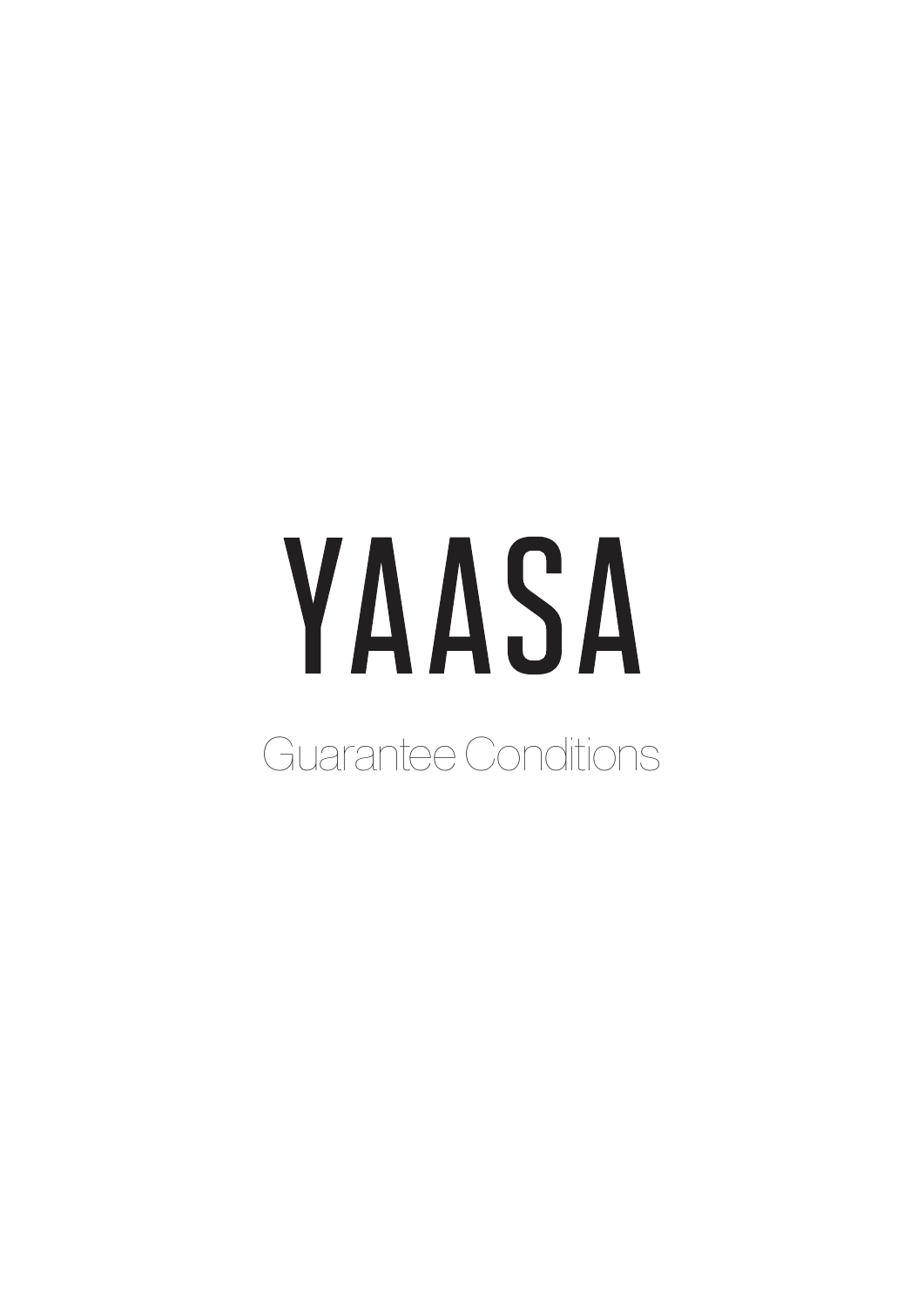# YAASA

## Guarantee Conditions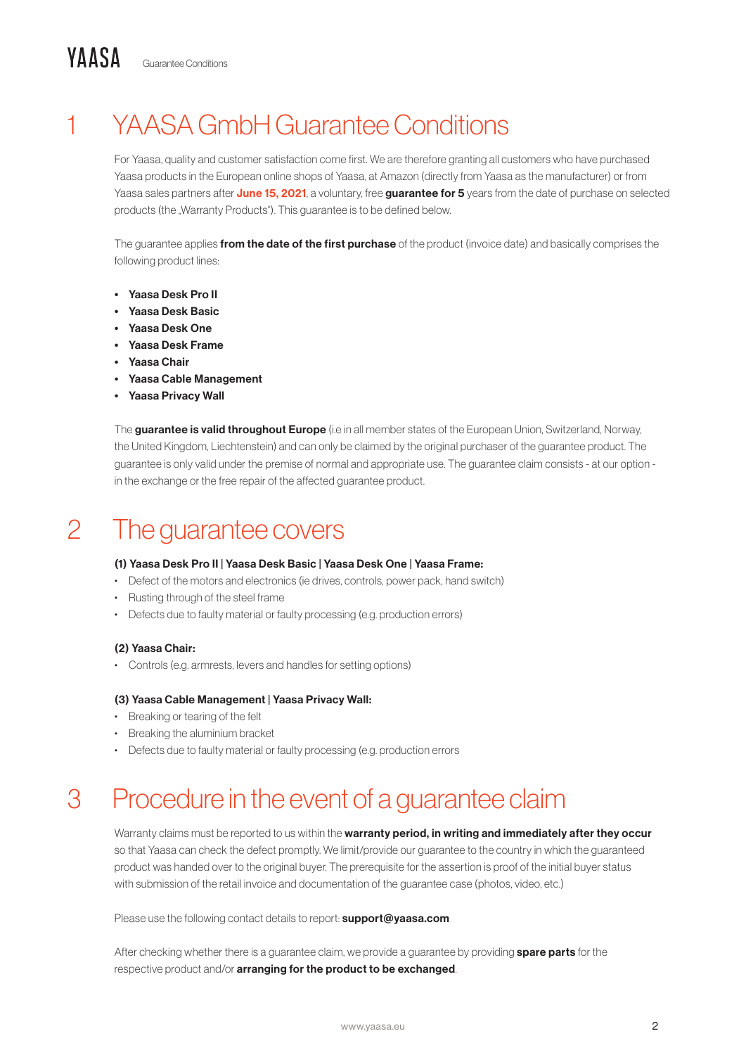# 1 YAASA GmbH Guarantee Conditions

For Yaasa, quality and customer satisfaction come first. We are therefore granting all customers who have purchased Yaasa products in the European online shops of Yaasa, at Amazon (directly from Yaasa as the manufacturer) or from Yaasa sales partners after **June 15, 2021**, a voluntary, free **guarantee for 5** years from the date of purchase on selected products (the „Warranty Products"). This guarantee is to be defined below.

The guarantee applies **from the date of the first purchase** of the product (invoice date) and basically comprises the following product lines:

- **Yaasa Desk Pro II**
- **Yaasa Desk Basic**
- **Yaasa Desk One**
- **Yaasa Desk Frame**
- **Yaasa Chair**
- **Yaasa Cable Management**
- **Yaasa Privacy Wall**

The **guarantee is valid throughout Europe** (i.e in all member states of the European Union, Switzerland, Norway, the United Kingdom, Liechtenstein) and can only be claimed by the original purchaser of the guarantee product. The guarantee is only valid under the premise of normal and appropriate use. The guarantee claim consists - at our option - in the exchange or the free repair of the affected guarantee product.

# 2 The guarantee covers

**(1) Yaasa Desk Pro II | Yaasa Desk Basic | Yaasa Desk One | Yaasa Frame:**

- Defect of the motors and electronics (ie drives, controls, power pack, hand switch)
- Rusting through of the steel frame
- Defects due to faulty material or faulty processing (e.g. production errors)

**(2) Yaasa Chair:**

- Controls (e.g. armrests, levers and handles for setting options)

**(3) Yaasa Cable Management | Yaasa Privacy Wall:**

- Breaking or tearing of the felt
- Breaking the aluminium bracket
- Defects due to faulty material or faulty processing (e.g. production errors

# 3 Procedure in the event of a guarantee claim

Warranty claims must be reported to us within the **warranty period, in writing and immediately after they occur** so that Yaasa can check the defect promptly. We limit/provide our guarantee to the country in which the guaranteed product was handed over to the original buyer. The prerequisite for the assertion is proof of the initial buyer status with submission of the retail invoice and documentation of the guarantee case (photos, video, etc.)

Please use the following contact details to report: **support@yaasa.com**

After checking whether there is a guarantee claim, we provide a guarantee by providing **spare parts** for the respective product and/or **arranging for the product to be exchanged**.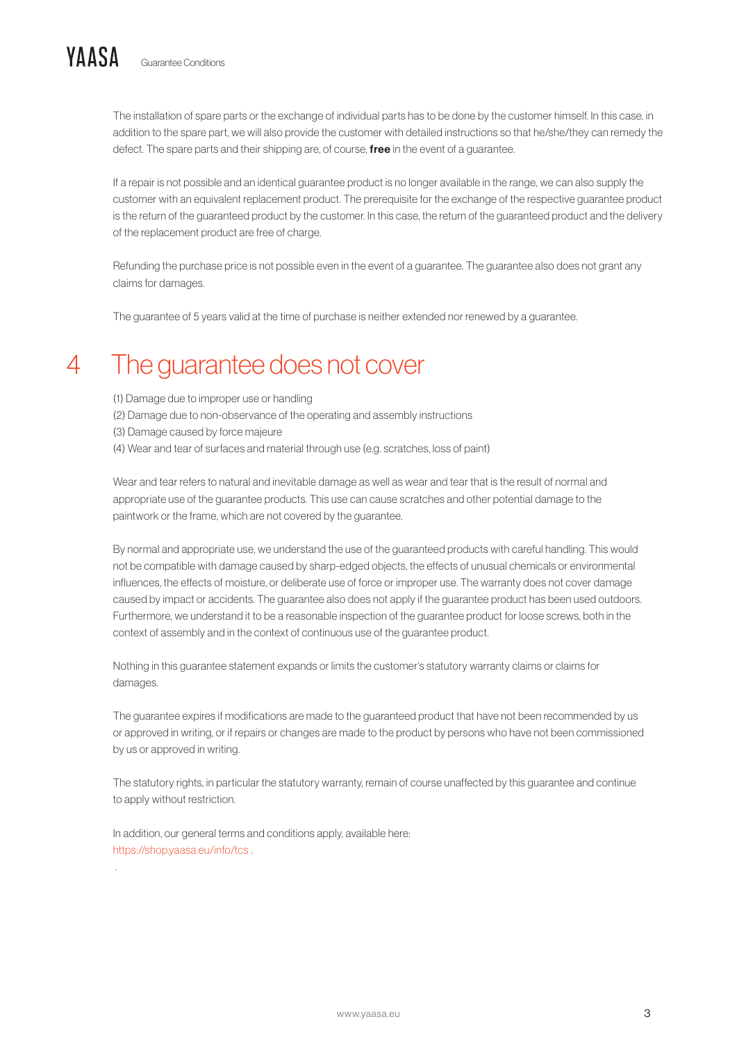The installation of spare parts or the exchange of individual parts has to be done by the customer himself. In this case, in addition to the spare part, we will also provide the customer with detailed instructions so that he/she/they can remedy the defect. The spare parts and their shipping are, of course, **free** in the event of a guarantee.

If a repair is not possible and an identical guarantee product is no longer available in the range, we can also supply the customer with an equivalent replacement product. The prerequisite for the exchange of the respective guarantee product is the return of the guaranteed product by the customer. In this case, the return of the guaranteed product and the delivery of the replacement product are free of charge.

Refunding the purchase price is not possible even in the event of a guarantee. The guarantee also does not grant any claims for damages.

The guarantee of 5 years valid at the time of purchase is neither extended nor renewed by a guarantee.

# 4 The guarantee does not cover

(1) Damage due to improper use or handling
(2) Damage due to non-observance of the operating and assembly instructions
(3) Damage caused by force majeure
(4) Wear and tear of surfaces and material through use (e.g. scratches, loss of paint)

Wear and tear refers to natural and inevitable damage as well as wear and tear that is the result of normal and appropriate use of the guarantee products. This use can cause scratches and other potential damage to the paintwork or the frame, which are not covered by the guarantee.

By normal and appropriate use, we understand the use of the guaranteed products with careful handling. This would not be compatible with damage caused by sharp-edged objects, the effects of unusual chemicals or environmental influences, the effects of moisture, or deliberate use of force or improper use. The warranty does not cover damage caused by impact or accidents. The guarantee also does not apply if the guarantee product has been used outdoors. Furthermore, we understand it to be a reasonable inspection of the guarantee product for loose screws, both in the context of assembly and in the context of continuous use of the guarantee product.

Nothing in this guarantee statement expands or limits the customer's statutory warranty claims or claims for damages.

The guarantee expires if modifications are made to the guaranteed product that have not been recommended by us or approved in writing, or if repairs or changes are made to the product by persons who have not been commissioned by us or approved in writing.

The statutory rights, in particular the statutory warranty, remain of course unaffected by this guarantee and continue to apply without restriction.

In addition, our general terms and conditions apply, available here:
https://shop.yaasa.eu/info/tcs .